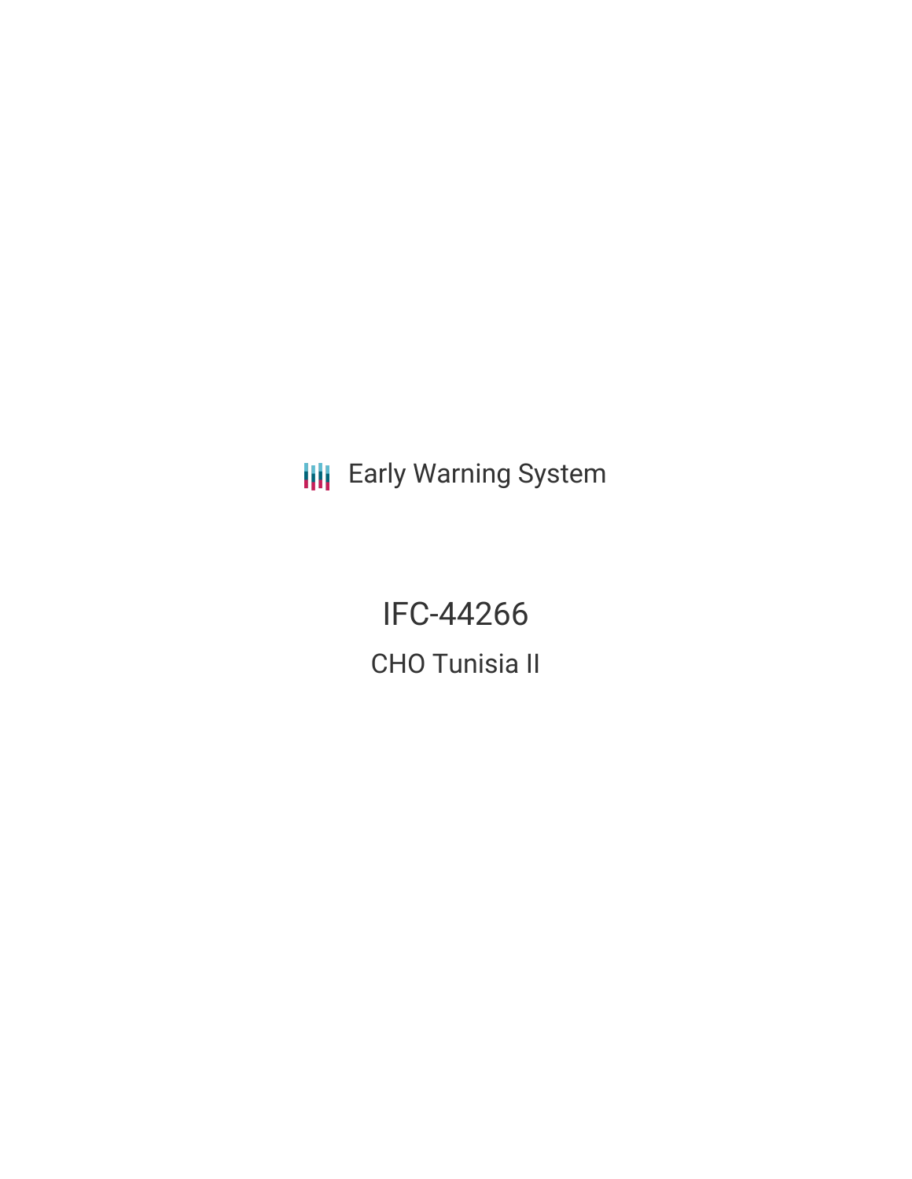Early Warning System

# IFC-44266

## CHO Tunisia II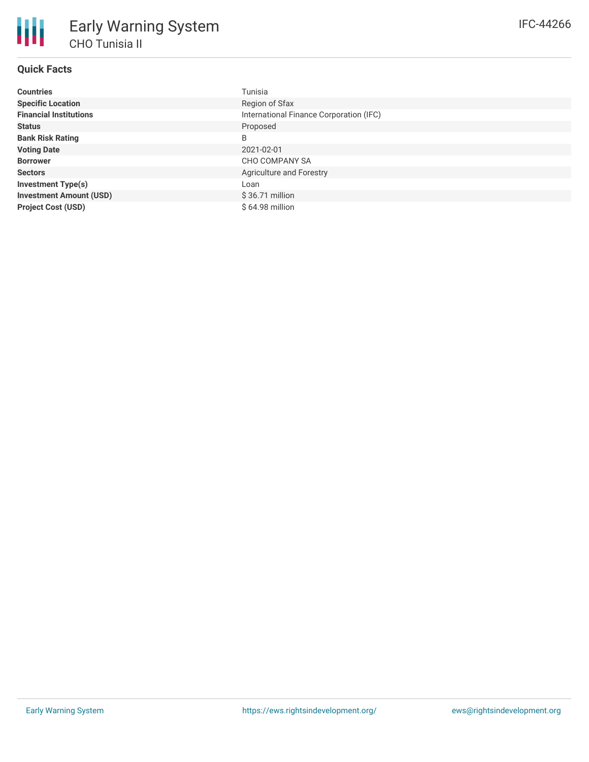# Early Warning System

## CHO Tunisia II

IFC-44266

### Quick Facts

| | |
|---|---|
| **Countries** | Tunisia |
| **Specific Location** | Region of Sfax |
| **Financial Institutions** | International Finance Corporation (IFC) |
| **Status** | Proposed |
| **Bank Risk Rating** | B |
| **Voting Date** | 2021-02-01 |
| **Borrower** | CHO COMPANY SA |
| **Sectors** | Agriculture and Forestry |
| **Investment Type(s)** | Loan |
| **Investment Amount (USD)** | $ 36.71 million |
| **Project Cost (USD)** | $ 64.98 million |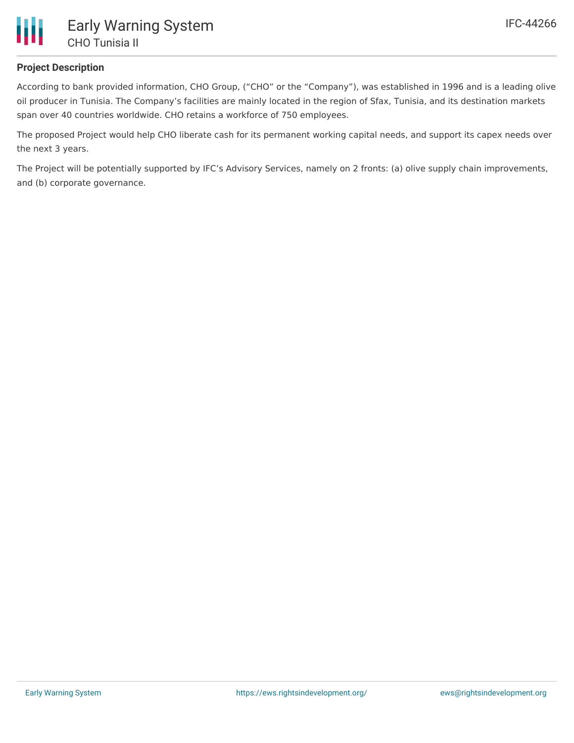## Project Description

According to bank provided information, CHO Group, ("CHO" or the "Company"), was established in 1996 and is a leading olive oil producer in Tunisia. The Company's facilities are mainly located in the region of Sfax, Tunisia, and its destination markets span over 40 countries worldwide. CHO retains a workforce of 750 employees.

The proposed Project would help CHO liberate cash for its permanent working capital needs, and support its capex needs over the next 3 years.

The Project will be potentially supported by IFC's Advisory Services, namely on 2 fronts: (a) olive supply chain improvements, and (b) corporate governance.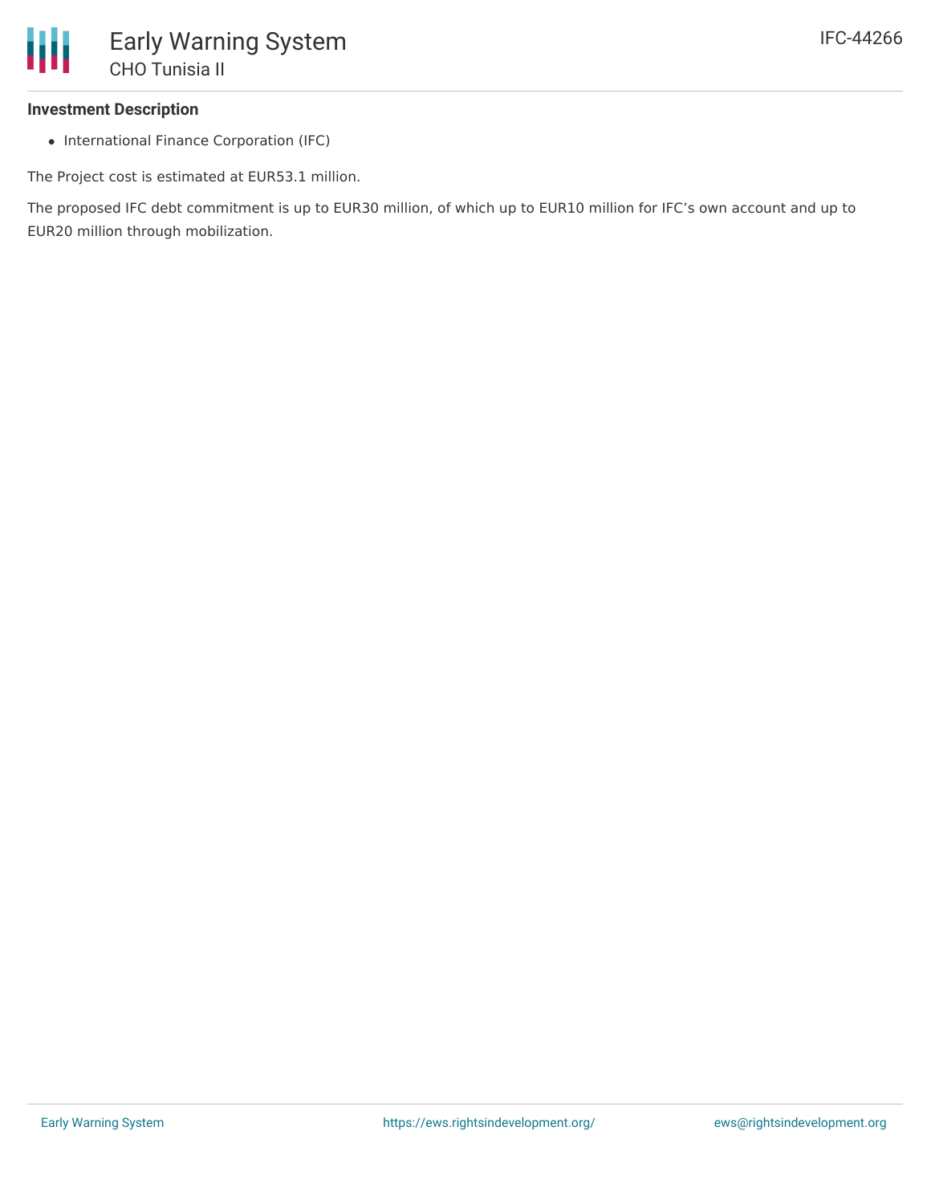### Investment Description

- International Finance Corporation (IFC)

The Project cost is estimated at EUR53.1 million.

The proposed IFC debt commitment is up to EUR30 million, of which up to EUR10 million for IFC's own account and up to EUR20 million through mobilization.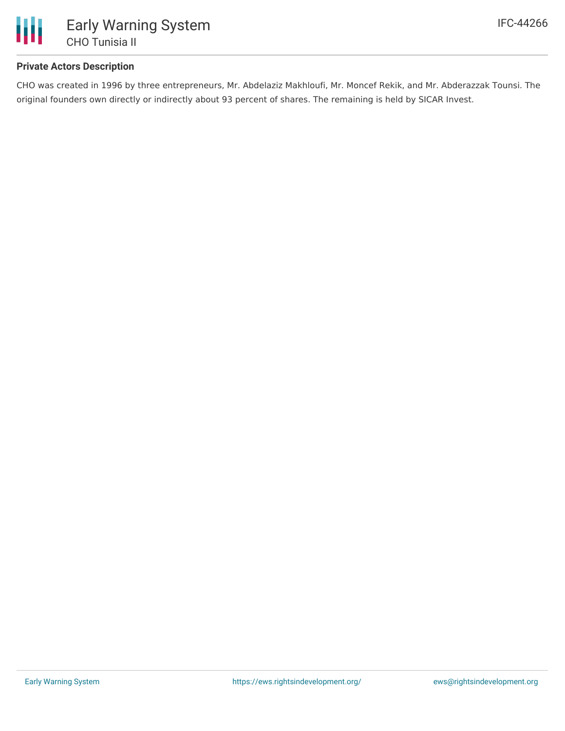### Private Actors Description

CHO was created in 1996 by three entrepreneurs, Mr. Abdelaziz Makhloufi, Mr. Moncef Rekik, and Mr. Abderazzak Tounsi. The original founders own directly or indirectly about 93 percent of shares. The remaining is held by SICAR Invest.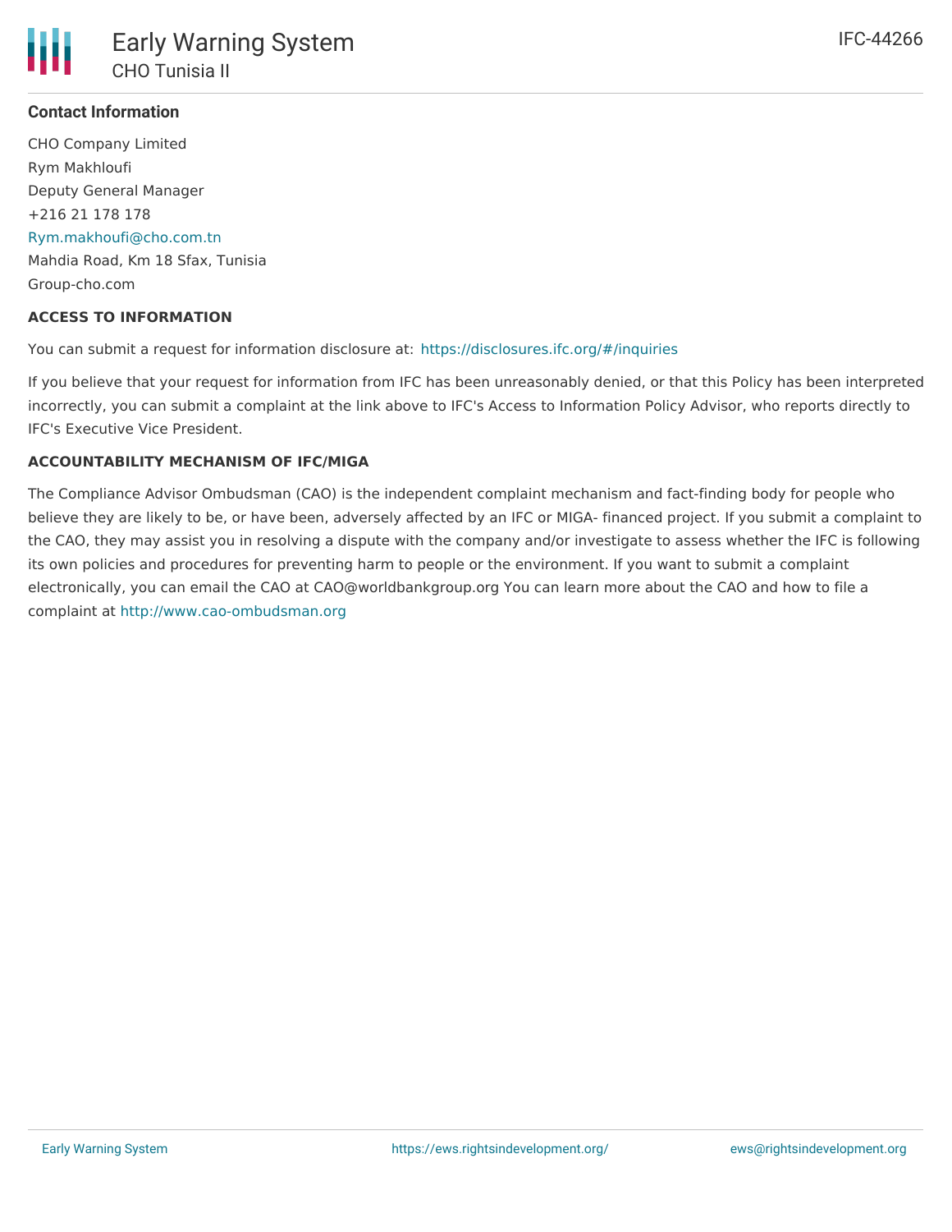### Contact Information

CHO Company Limited

Rym Makhloufi

Deputy General Manager

+216 21 178 178

Rym.makhoufi@cho.com.tn

Mahdia Road, Km 18 Sfax, Tunisia

Group-cho.com

**ACCESS TO INFORMATION**

You can submit a request for information disclosure at: https://disclosures.ifc.org/#/inquiries

If you believe that your request for information from IFC has been unreasonably denied, or that this Policy has been interpreted incorrectly, you can submit a complaint at the link above to IFC's Access to Information Policy Advisor, who reports directly to IFC's Executive Vice President.

**ACCOUNTABILITY MECHANISM OF IFC/MIGA**

The Compliance Advisor Ombudsman (CAO) is the independent complaint mechanism and fact-finding body for people who believe they are likely to be, or have been, adversely affected by an IFC or MIGA- financed project. If you submit a complaint to the CAO, they may assist you in resolving a dispute with the company and/or investigate to assess whether the IFC is following its own policies and procedures for preventing harm to people or the environment. If you want to submit a complaint electronically, you can email the CAO at CAO@worldbankgroup.org You can learn more about the CAO and how to file a complaint at http://www.cao-ombudsman.org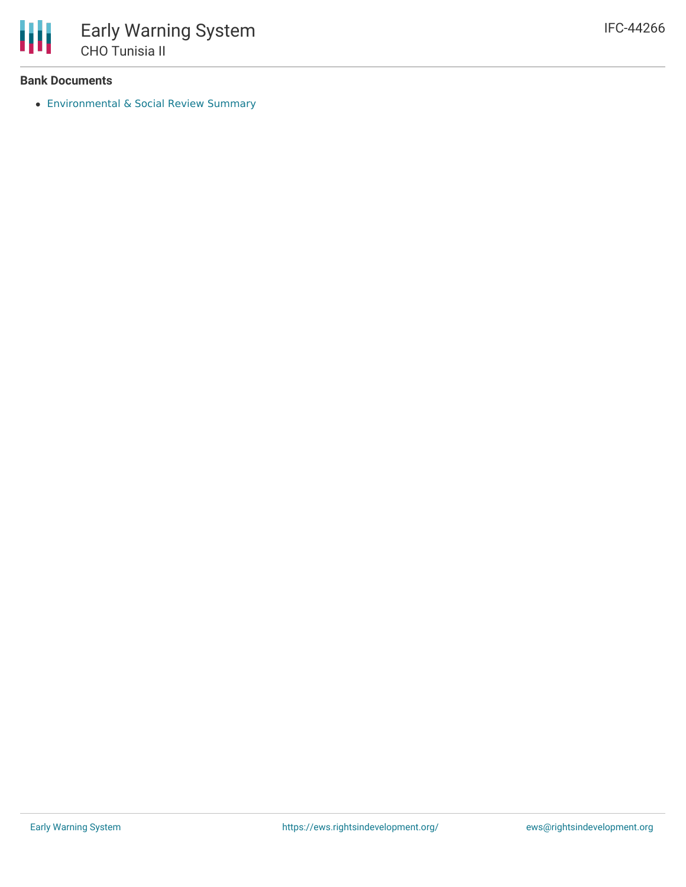**Bank Documents**

- Environmental & Social Review Summary